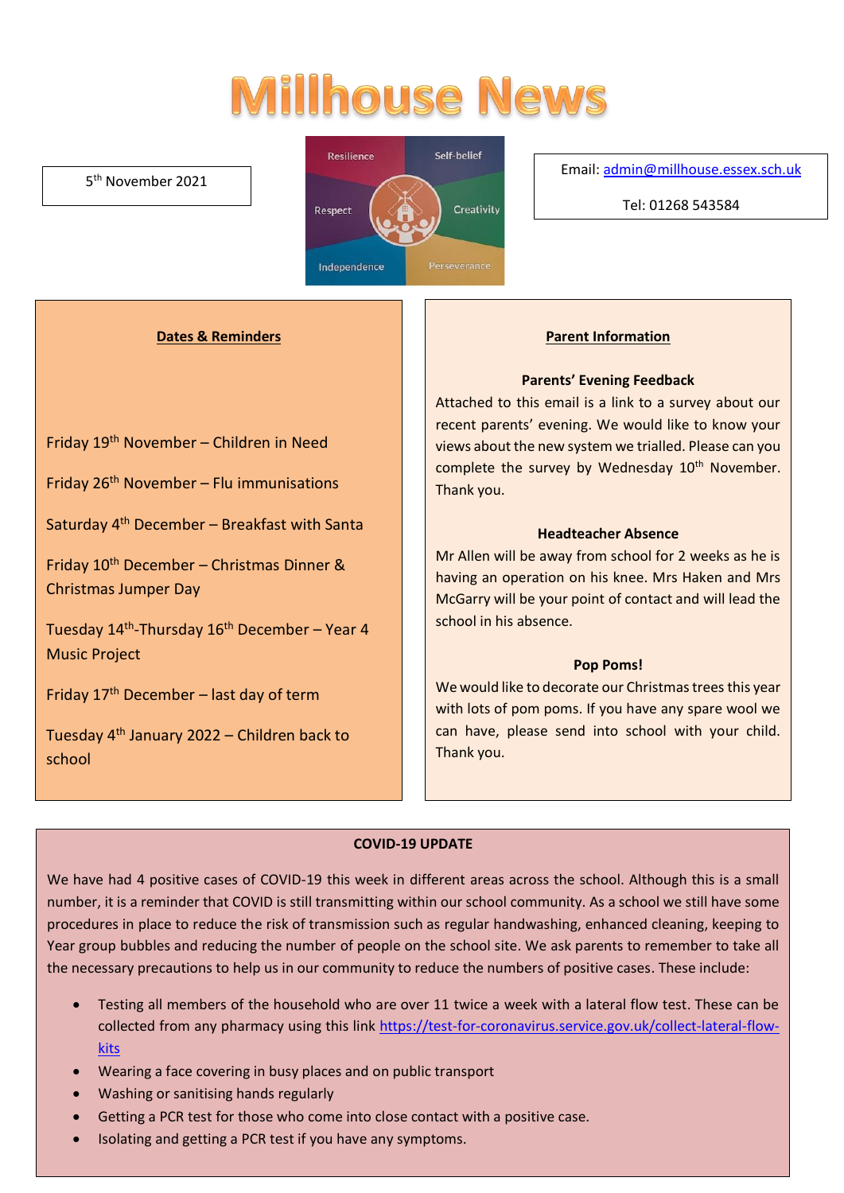# Millhouse News

5th November 2021

Email: admin@millhouse.essex.sch.uk

Tel: 01268 543584

Resilience · Self-belief · Respect · Creativity · Independence · Perseverance

## Dates & Reminders

Friday 19th November – Children in Need

Friday 26th November – Flu immunisations

Saturday 4th December – Breakfast with Santa

Friday 10th December – Christmas Dinner & Christmas Jumper Day

Tuesday 14th-Thursday 16th December – Year 4 Music Project

Friday 17th December – last day of term

Tuesday 4th January 2022 – Children back to school

## Parent Information

### Parents' Evening Feedback

Attached to this email is a link to a survey about our recent parents' evening. We would like to know your views about the new system we trialled. Please can you complete the survey by Wednesday 10th November. Thank you.

### Headteacher Absence

Mr Allen will be away from school for 2 weeks as he is having an operation on his knee. Mrs Haken and Mrs McGarry will be your point of contact and will lead the school in his absence.

### Pop Poms!

We would like to decorate our Christmas trees this year with lots of pom poms. If you have any spare wool we can have, please send into school with your child. Thank you.

## COVID-19 UPDATE

We have had 4 positive cases of COVID-19 this week in different areas across the school. Although this is a small number, it is a reminder that COVID is still transmitting within our school community. As a school we still have some procedures in place to reduce the risk of transmission such as regular handwashing, enhanced cleaning, keeping to Year group bubbles and reducing the number of people on the school site. We ask parents to remember to take all the necessary precautions to help us in our community to reduce the numbers of positive cases. These include:

- Testing all members of the household who are over 11 twice a week with a lateral flow test. These can be collected from any pharmacy using this link https://test-for-coronavirus.service.gov.uk/collect-lateral-flow-kits
- Wearing a face covering in busy places and on public transport
- Washing or sanitising hands regularly
- Getting a PCR test for those who come into close contact with a positive case.
- Isolating and getting a PCR test if you have any symptoms.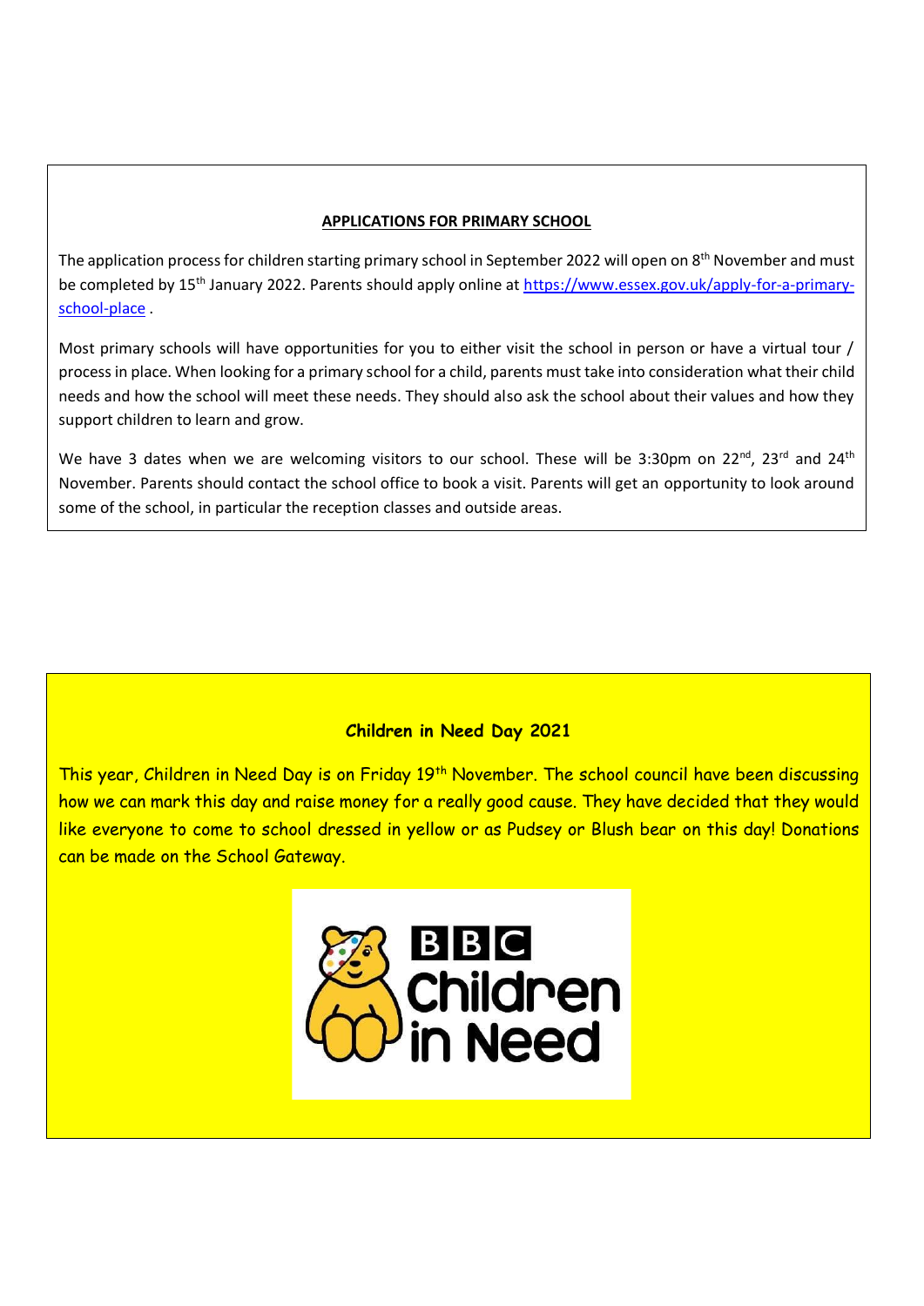**APPLICATIONS FOR PRIMARY SCHOOL**

The application process for children starting primary school in September 2022 will open on 8th November and must be completed by 15th January 2022. Parents should apply online at https://www.essex.gov.uk/apply-for-a-primary-school-place .

Most primary schools will have opportunities for you to either visit the school in person or have a virtual tour / process in place. When looking for a primary school for a child, parents must take into consideration what their child needs and how the school will meet these needs. They should also ask the school about their values and how they support children to learn and grow.

We have 3 dates when we are welcoming visitors to our school. These will be 3:30pm on 22nd, 23rd and 24th November. Parents should contact the school office to book a visit. Parents will get an opportunity to look around some of the school, in particular the reception classes and outside areas.

**Children in Need Day 2021**

This year, Children in Need Day is on Friday 19th November. The school council have been discussing how we can mark this day and raise money for a really good cause. They have decided that they would like everyone to come to school dressed in yellow or as Pudsey or Blush bear on this day! Donations can be made on the School Gateway.

BBC Children in Need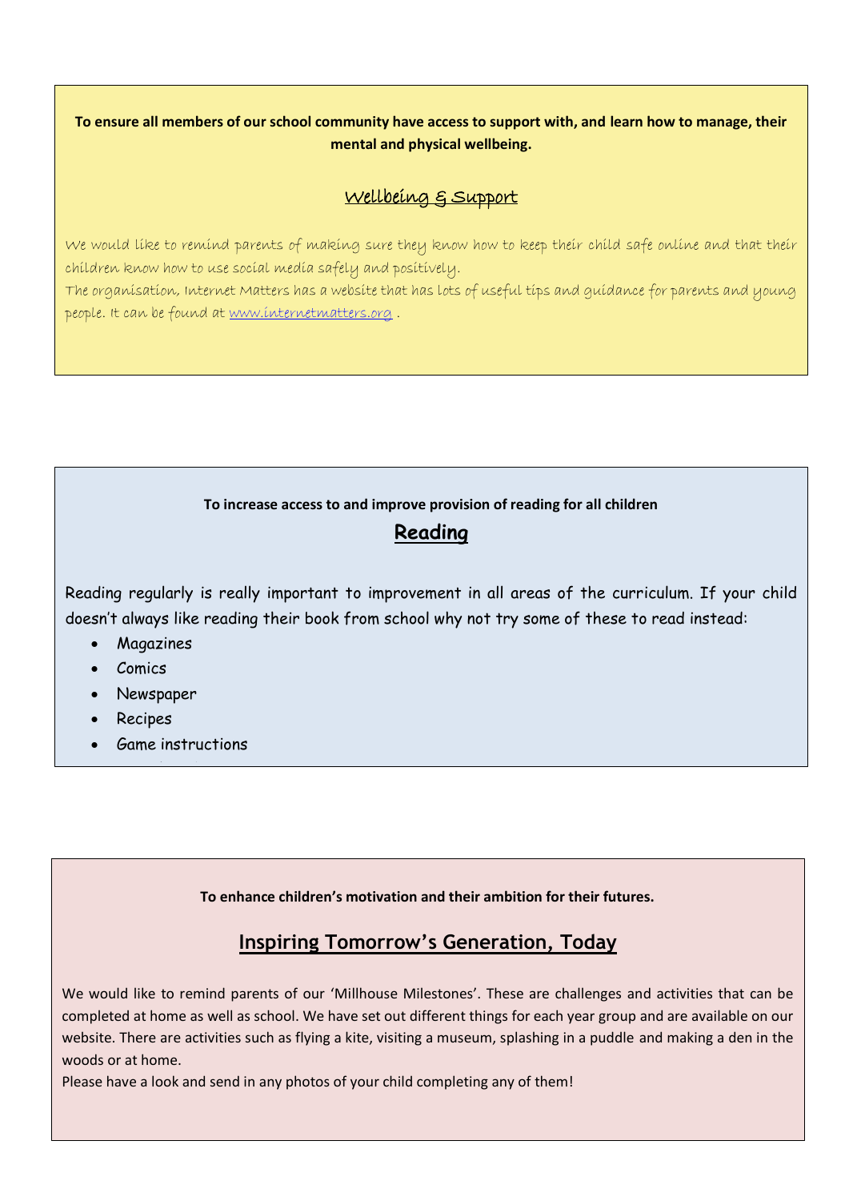**To ensure all members of our school community have access to support with, and learn how to manage, their mental and physical wellbeing.**

## Wellbeing & Support

We would like to remind parents of making sure they know how to keep their child safe online and that their children know how to use social media safely and positively.

The organisation, Internet Matters has a website that has lots of useful tips and guidance for parents and young people. It can be found at www.internetmatters.org .

**To increase access to and improve provision of reading for all children**

## Reading

Reading regularly is really important to improvement in all areas of the curriculum. If your child doesn't always like reading their book from school why not try some of these to read instead:

- Magazines
- Comics
- Newspaper
- Recipes
- Game instructions

**To enhance children's motivation and their ambition for their futures.**

## Inspiring Tomorrow's Generation, Today

We would like to remind parents of our 'Millhouse Milestones'. These are challenges and activities that can be completed at home as well as school. We have set out different things for each year group and are available on our website. There are activities such as flying a kite, visiting a museum, splashing in a puddle and making a den in the woods or at home.

Please have a look and send in any photos of your child completing any of them!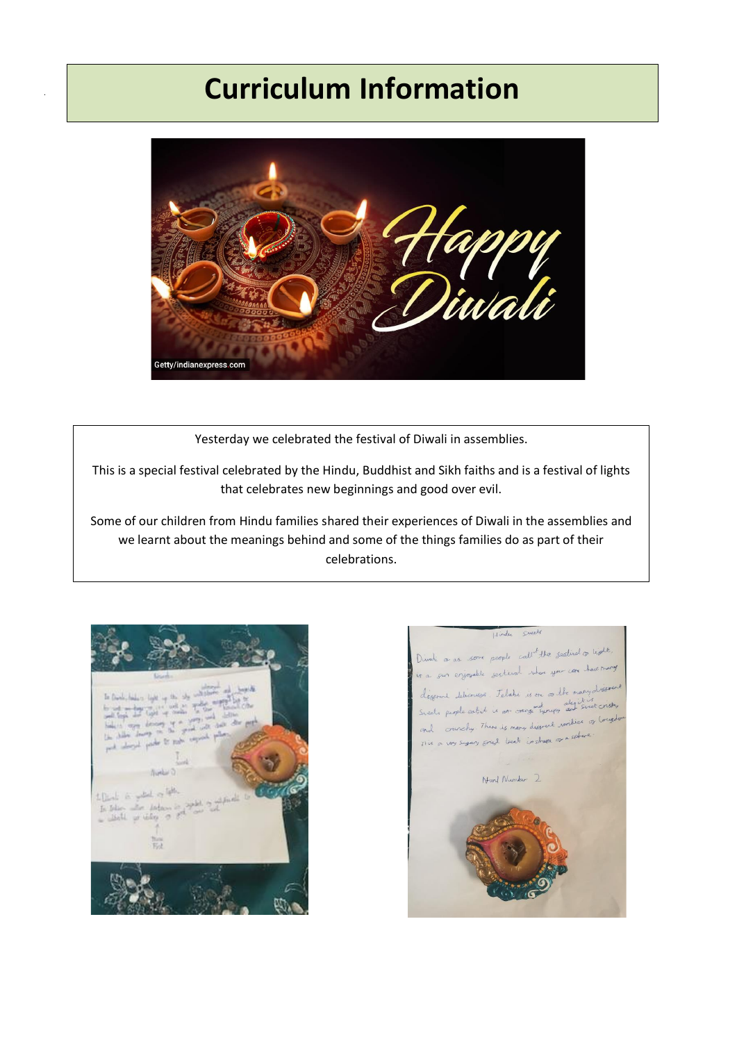# Curriculum Information

Yesterday we celebrated the festival of Diwali in assemblies.

This is a special festival celebrated by the Hindu, Buddhist and Sikh faiths and is a festival of lights that celebrates new beginnings and good over evil.

Some of our children from Hindu families shared their experiences of Diwali in the assemblies and we learnt about the meanings behind and some of the things families do as part of their celebrations.